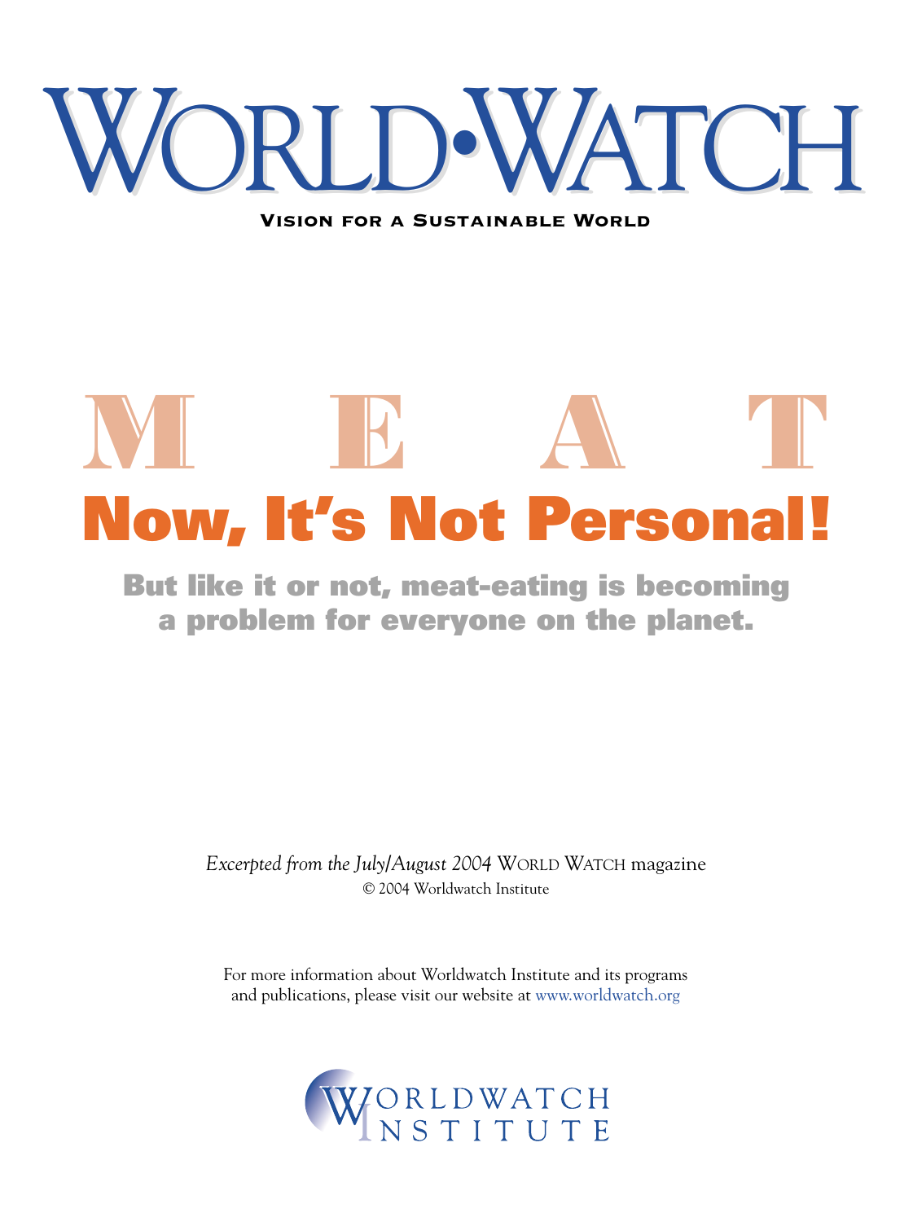# WORLD•WATCH

**VISION FOR A SUSTAINABLE WORLD**

# M E A T

## Now, It's Not Personal!

**But like it or not, meat-eating is becoming a problem for everyone on the planet.**

*Excerpted from the July/August 2004* WORLD WATCH magazine

© 2004 Worldwatch Institute

For more information about Worldwatch Institute and its programs and publications, please visit our website at www.worldwatch.org

WORLDWATCH INSTITUTE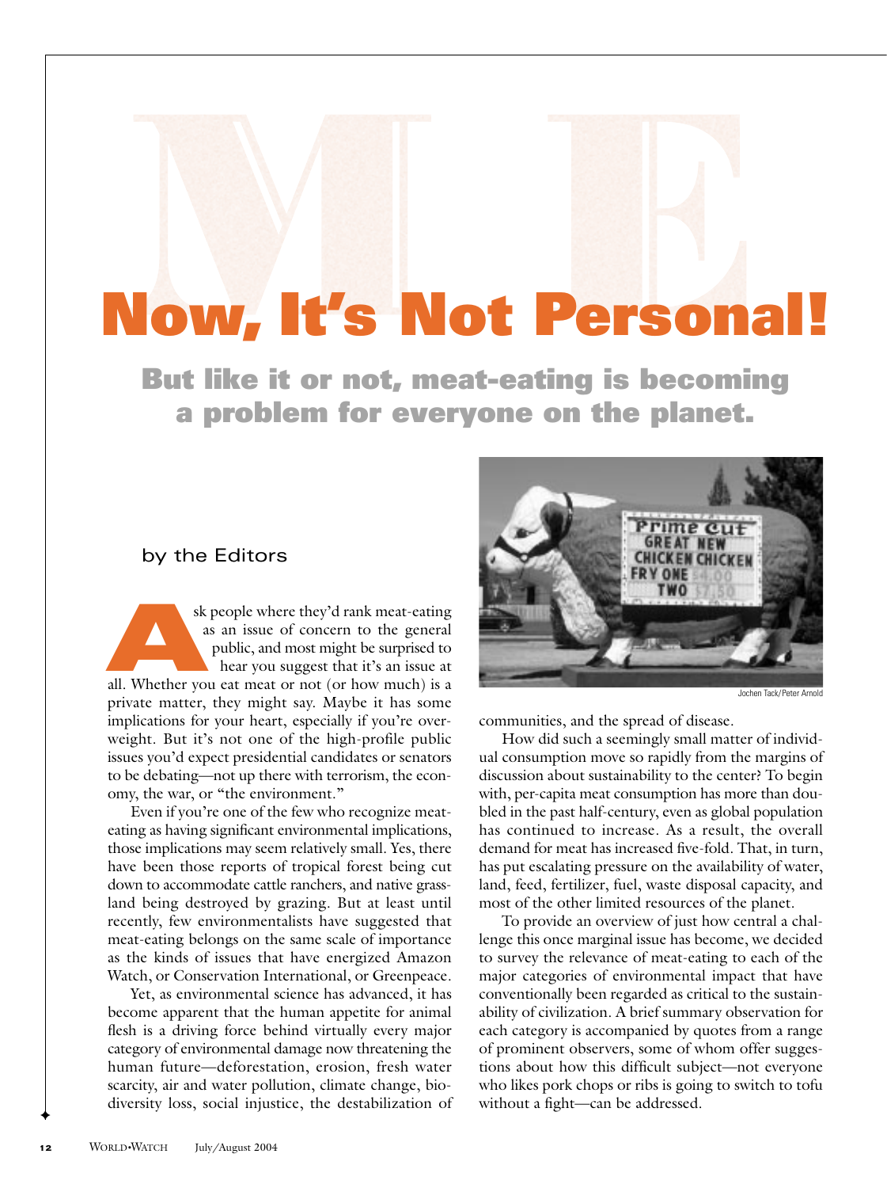# Now, It's Not Personal!

## But like it or not, meat-eating is becoming a problem for everyone on the planet.

by the Editors

Ask people where they'd rank meat-eating as an issue of concern to the general public, and most might be surprised to hear you suggest that it's an issue at all. Whether you eat meat or not (or how much) is a private matter, they might say. Maybe it has some implications for your heart, especially if you're overweight. But it's not one of the high-profile public issues you'd expect presidential candidates or senators to be debating—not up there with terrorism, the economy, the war, or "the environment."

Even if you're one of the few who recognize meat-eating as having significant environmental implications, those implications may seem relatively small. Yes, there have been those reports of tropical forest being cut down to accommodate cattle ranchers, and native grassland being destroyed by grazing. But at least until recently, few environmentalists have suggested that meat-eating belongs on the same scale of importance as the kinds of issues that have energized Amazon Watch, or Conservation International, or Greenpeace.

Yet, as environmental science has advanced, it has become apparent that the human appetite for animal flesh is a driving force behind virtually every major category of environmental damage now threatening the human future—deforestation, erosion, fresh water scarcity, air and water pollution, climate change, biodiversity loss, social injustice, the destabilization of communities, and the spread of disease.

Jochen Tack/Peter Arnold

How did such a seemingly small matter of individual consumption move so rapidly from the margins of discussion about sustainability to the center? To begin with, per-capita meat consumption has more than doubled in the past half-century, even as global population has continued to increase. As a result, the overall demand for meat has increased five-fold. That, in turn, has put escalating pressure on the availability of water, land, feed, fertilizer, fuel, waste disposal capacity, and most of the other limited resources of the planet.

To provide an overview of just how central a challenge this once marginal issue has become, we decided to survey the relevance of meat-eating to each of the major categories of environmental impact that have conventionally been regarded as critical to the sustainability of civilization. A brief summary observation for each category is accompanied by quotes from a range of prominent observers, some of whom offer suggestions about how this difficult subject—not everyone who likes pork chops or ribs is going to switch to tofu without a fight—can be addressed.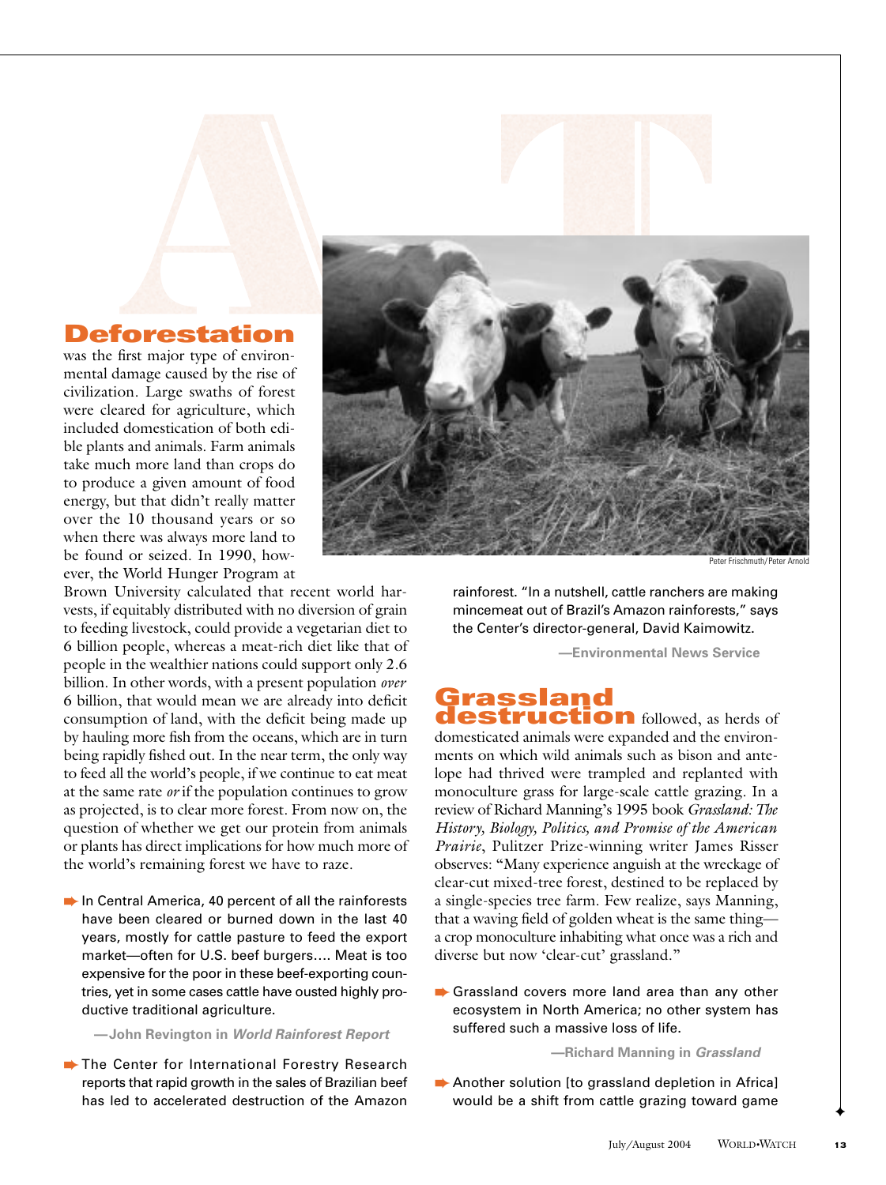## Deforestation

was the first major type of environmental damage caused by the rise of civilization. Large swaths of forest were cleared for agriculture, which included domestication of both edible plants and animals. Farm animals take much more land than crops do to produce a given amount of food energy, but that didn't really matter over the 10 thousand years or so when there was always more land to be found or seized. In 1990, however, the World Hunger Program at Brown University calculated that recent world harvests, if equitably distributed with no diversion of grain to feeding livestock, could provide a vegetarian diet to 6 billion people, whereas a meat-rich diet like that of people in the wealthier nations could support only 2.6 billion. In other words, with a present population *over* 6 billion, that would mean we are already into deficit consumption of land, with the deficit being made up by hauling more fish from the oceans, which are in turn being rapidly fished out. In the near term, the only way to feed all the world's people, if we continue to eat meat at the same rate *or* if the population continues to grow as projected, is to clear more forest. From now on, the question of whether we get our protein from animals or plants has direct implications for how much more of the world's remaining forest we have to raze.

➡ In Central America, 40 percent of all the rainforests have been cleared or burned down in the last 40 years, mostly for cattle pasture to feed the export market—often for U.S. beef burgers.... Meat is too expensive for the poor in these beef-exporting countries, yet in some cases cattle have ousted highly productive traditional agriculture.

—**John Revington in *World Rainforest Report***

➡ The Center for International Forestry Research reports that rapid growth in the sales of Brazilian beef has led to accelerated destruction of the Amazon rainforest. "In a nutshell, cattle ranchers are making mincemeat out of Brazil's Amazon rainforests," says the Center's director-general, David Kaimowitz.

—**Environmental News Service**

Peter Frischmuth/Peter Arnold

## Grassland destruction

followed, as herds of domesticated animals were expanded and the environments on which wild animals such as bison and antelope had thrived were trampled and replanted with monoculture grass for large-scale cattle grazing. In a review of Richard Manning's 1995 book *Grassland: The History, Biology, Politics, and Promise of the American Prairie*, Pulitzer Prize-winning writer James Risser observes: "Many experience anguish at the wreckage of clear-cut mixed-tree forest, destined to be replaced by a single-species tree farm. Few realize, says Manning, that a waving field of golden wheat is the same thing—a crop monoculture inhabiting what once was a rich and diverse but now 'clear-cut' grassland."

➡ Grassland covers more land area than any other ecosystem in North America; no other system has suffered such a massive loss of life.

—**Richard Manning in *Grassland***

➡ Another solution [to grassland depletion in Africa] would be a shift from cattle grazing toward game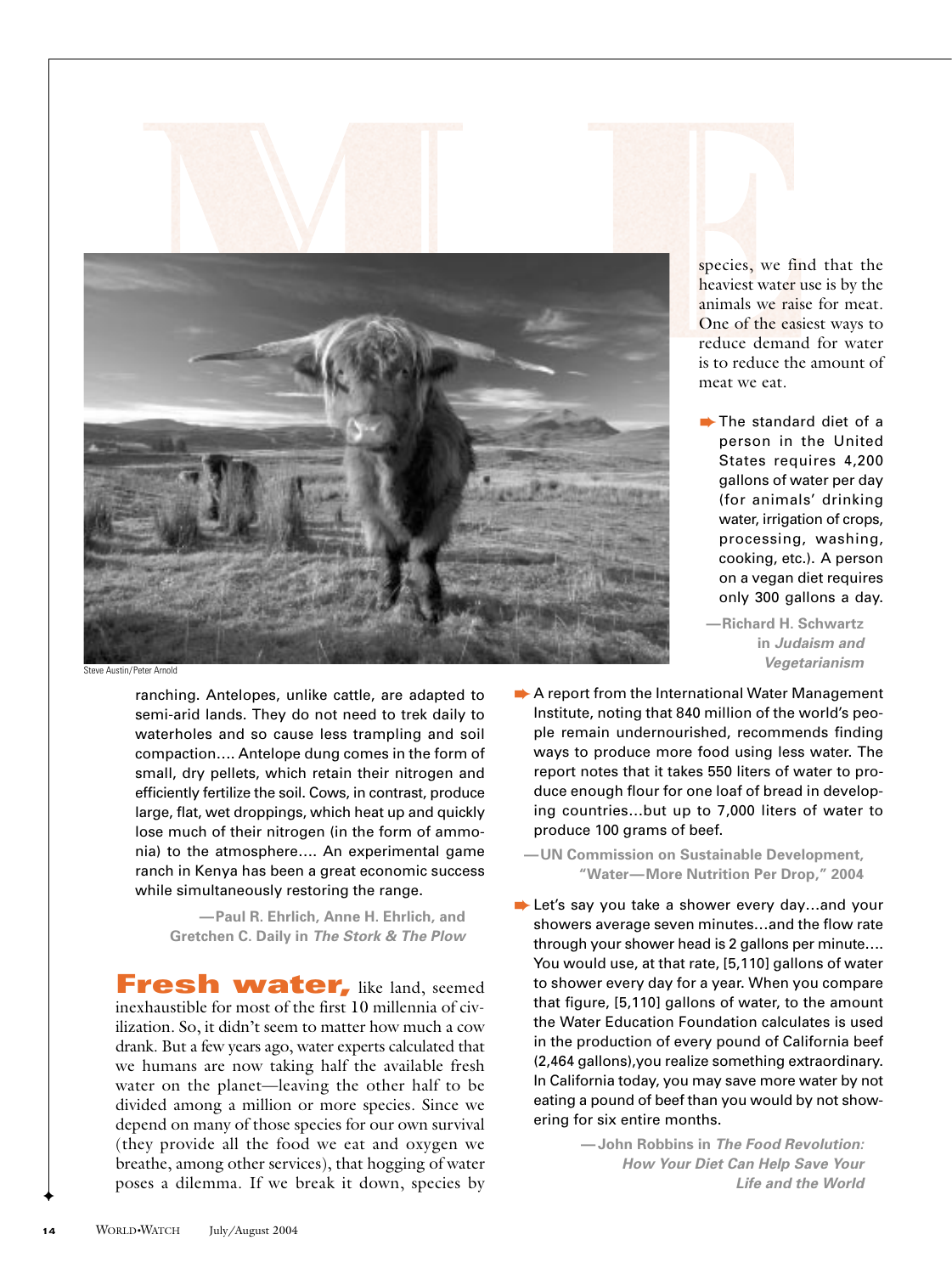ranching. Antelopes, unlike cattle, are adapted to semi-arid lands. They do not need to trek daily to waterholes and so cause less trampling and soil compaction…. Antelope dung comes in the form of small, dry pellets, which retain their nitrogen and efficiently fertilize the soil. Cows, in contrast, produce large, flat, wet droppings, which heat up and quickly lose much of their nitrogen (in the form of ammonia) to the atmosphere…. An experimental game ranch in Kenya has been a great economic success while simultaneously restoring the range.

—**Paul R. Ehrlich, Anne H. Ehrlich, and Gretchen C. Daily in *The Stork & The Plow***

**Fresh water,** like land, seemed inexhaustible for most of the first 10 millennia of civilization. So, it didn't seem to matter how much a cow drank. But a few years ago, water experts calculated that we humans are now taking half the available fresh water on the planet—leaving the other half to be divided among a million or more species. Since we depend on many of those species for our own survival (they provide all the food we eat and oxygen we breathe, among other services), that hogging of water poses a dilemma. If we break it down, species by species, we find that the heaviest water use is by the animals we raise for meat. One of the easiest ways to reduce demand for water is to reduce the amount of meat we eat.

- The standard diet of a person in the United States requires 4,200 gallons of water per day (for animals' drinking water, irrigation of crops, processing, washing, cooking, etc.). A person on a vegan diet requires only 300 gallons a day.

  —**Richard H. Schwartz in *Judaism and Vegetarianism***

- A report from the International Water Management Institute, noting that 840 million of the world's people remain undernourished, recommends finding ways to produce more food using less water. The report notes that it takes 550 liters of water to produce enough flour for one loaf of bread in developing countries…but up to 7,000 liters of water to produce 100 grams of beef.

  —**UN Commission on Sustainable Development, "Water—More Nutrition Per Drop," 2004**

- Let's say you take a shower every day…and your showers average seven minutes…and the flow rate through your shower head is 2 gallons per minute…. You would use, at that rate, [5,110] gallons of water to shower every day for a year. When you compare that figure, [5,110] gallons of water, to the amount the Water Education Foundation calculates is used in the production of every pound of California beef (2,464 gallons),you realize something extraordinary. In California today, you may save more water by not eating a pound of beef than you would by not showering for six entire months.

  —**John Robbins in *The Food Revolution: How Your Diet Can Help Save Your Life and the World***

Steve Austin/Peter Arnold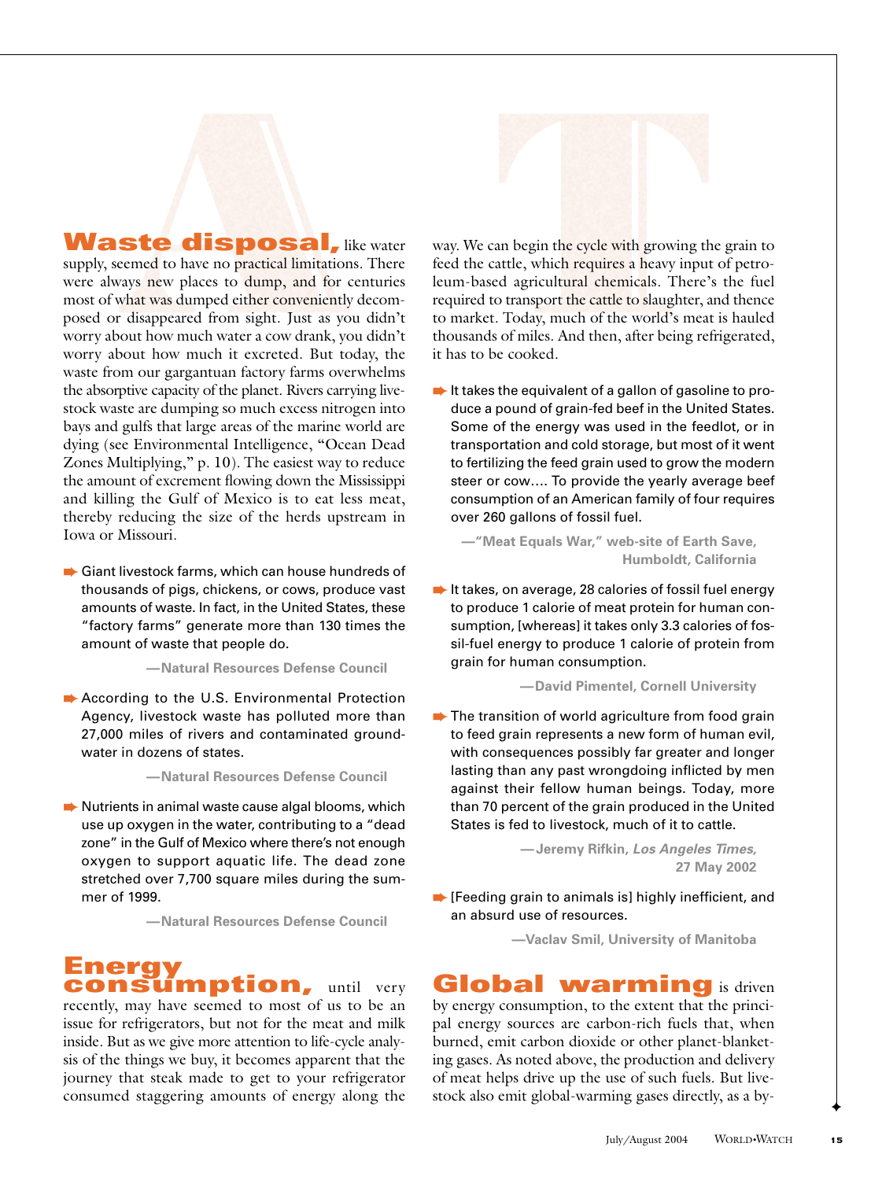**Waste disposal,** like water supply, seemed to have no practical limitations. There were always new places to dump, and for centuries most of what was dumped either conveniently decomposed or disappeared from sight. Just as you didn't worry about how much water a cow drank, you didn't worry about how much it excreted. But today, the waste from our gargantuan factory farms overwhelms the absorptive capacity of the planet. Rivers carrying livestock waste are dumping so much excess nitrogen into bays and gulfs that large areas of the marine world are dying (see Environmental Intelligence, "Ocean Dead Zones Multiplying," p. 10). The easiest way to reduce the amount of excrement flowing down the Mississippi and killing the Gulf of Mexico is to eat less meat, thereby reducing the size of the herds upstream in Iowa or Missouri.

- Giant livestock farms, which can house hundreds of thousands of pigs, chickens, or cows, produce vast amounts of waste. In fact, in the United States, these "factory farms" generate more than 130 times the amount of waste that people do.

  —**Natural Resources Defense Council**

- According to the U.S. Environmental Protection Agency, livestock waste has polluted more than 27,000 miles of rivers and contaminated groundwater in dozens of states.

  —**Natural Resources Defense Council**

- Nutrients in animal waste cause algal blooms, which use up oxygen in the water, contributing to a "dead zone" in the Gulf of Mexico where there's not enough oxygen to support aquatic life. The dead zone stretched over 7,700 square miles during the summer of 1999.

  —**Natural Resources Defense Council**

**Energy consumption,** until very recently, may have seemed to most of us to be an issue for refrigerators, but not for the meat and milk inside. But as we give more attention to life-cycle analysis of the things we buy, it becomes apparent that the journey that steak made to get to your refrigerator consumed staggering amounts of energy along the way. We can begin the cycle with growing the grain to feed the cattle, which requires a heavy input of petroleum-based agricultural chemicals. There's the fuel required to transport the cattle to slaughter, and thence to market. Today, much of the world's meat is hauled thousands of miles. And then, after being refrigerated, it has to be cooked.

- It takes the equivalent of a gallon of gasoline to produce a pound of grain-fed beef in the United States. Some of the energy was used in the feedlot, or in transportation and cold storage, but most of it went to fertilizing the feed grain used to grow the modern steer or cow.... To provide the yearly average beef consumption of an American family of four requires over 260 gallons of fossil fuel.

  —**"Meat Equals War," web-site of Earth Save, Humboldt, California**

- It takes, on average, 28 calories of fossil fuel energy to produce 1 calorie of meat protein for human consumption, [whereas] it takes only 3.3 calories of fossil-fuel energy to produce 1 calorie of protein from grain for human consumption.

  —**David Pimentel, Cornell University**

- The transition of world agriculture from food grain to feed grain represents a new form of human evil, with consequences possibly far greater and longer lasting than any past wrongdoing inflicted by men against their fellow human beings. Today, more than 70 percent of the grain produced in the United States is fed to livestock, much of it to cattle.

  —**Jeremy Rifkin, *Los Angeles Times*, 27 May 2002**

- [Feeding grain to animals is] highly inefficient, and an absurd use of resources.

  —**Vaclav Smil, University of Manitoba**

**Global warming** is driven by energy consumption, to the extent that the principal energy sources are carbon-rich fuels that, when burned, emit carbon dioxide or other planet-blanketing gases. As noted above, the production and delivery of meat helps drive up the use of such fuels. But livestock also emit global-warming gases directly, as a by-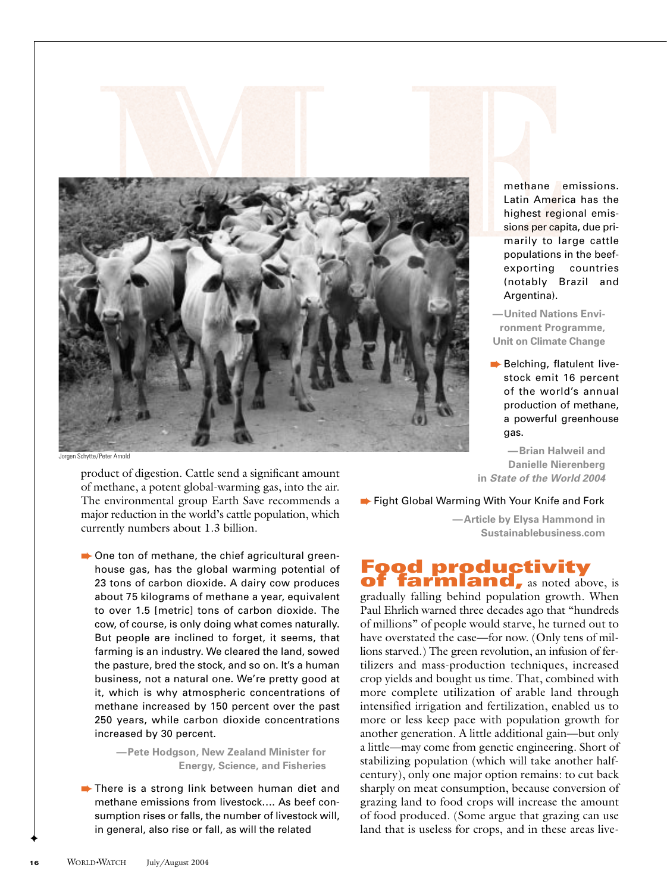methane emissions. Latin America has the highest regional emissions per capita, due primarily to large cattle populations in the beef-exporting countries (notably Brazil and Argentina).

—**United Nations Environment Programme, Unit on Climate Change**

➡ Belching, flatulent livestock emit 16 percent of the world's annual production of methane, a powerful greenhouse gas.

—**Brian Halweil and Danielle Nierenberg in *State of the World 2004***

Jorgen Schytte/Peter Arnold

product of digestion. Cattle send a significant amount of methane, a potent global-warming gas, into the air. The environmental group Earth Save recommends a major reduction in the world's cattle population, which currently numbers about 1.3 billion.

➡ One ton of methane, the chief agricultural greenhouse gas, has the global warming potential of 23 tons of carbon dioxide. A dairy cow produces about 75 kilograms of methane a year, equivalent to over 1.5 [metric] tons of carbon dioxide. The cow, of course, is only doing what comes naturally. But people are inclined to forget, it seems, that farming is an industry. We cleared the land, sowed the pasture, bred the stock, and so on. It's a human business, not a natural one. We're pretty good at it, which is why atmospheric concentrations of methane increased by 150 percent over the past 250 years, while carbon dioxide concentrations increased by 30 percent.

—**Pete Hodgson, New Zealand Minister for Energy, Science, and Fisheries**

➡ There is a strong link between human diet and methane emissions from livestock.... As beef consumption rises or falls, the number of livestock will, in general, also rise or fall, as will the related

➡ Fight Global Warming With Your Knife and Fork

—**Article by Elysa Hammond in Sustainablebusiness.com**

**Food productivity of farmland,** as noted above, is gradually falling behind population growth. When Paul Ehrlich warned three decades ago that "hundreds of millions" of people would starve, he turned out to have overstated the case—for now. (Only tens of millions starved.) The green revolution, an infusion of fertilizers and mass-production techniques, increased crop yields and bought us time. That, combined with more complete utilization of arable land through intensified irrigation and fertilization, enabled us to more or less keep pace with population growth for another generation. A little additional gain—but only a little—may come from genetic engineering. Short of stabilizing population (which will take another half-century), only one major option remains: to cut back sharply on meat consumption, because conversion of grazing land to food crops will increase the amount of food produced. (Some argue that grazing can use land that is useless for crops, and in these areas live-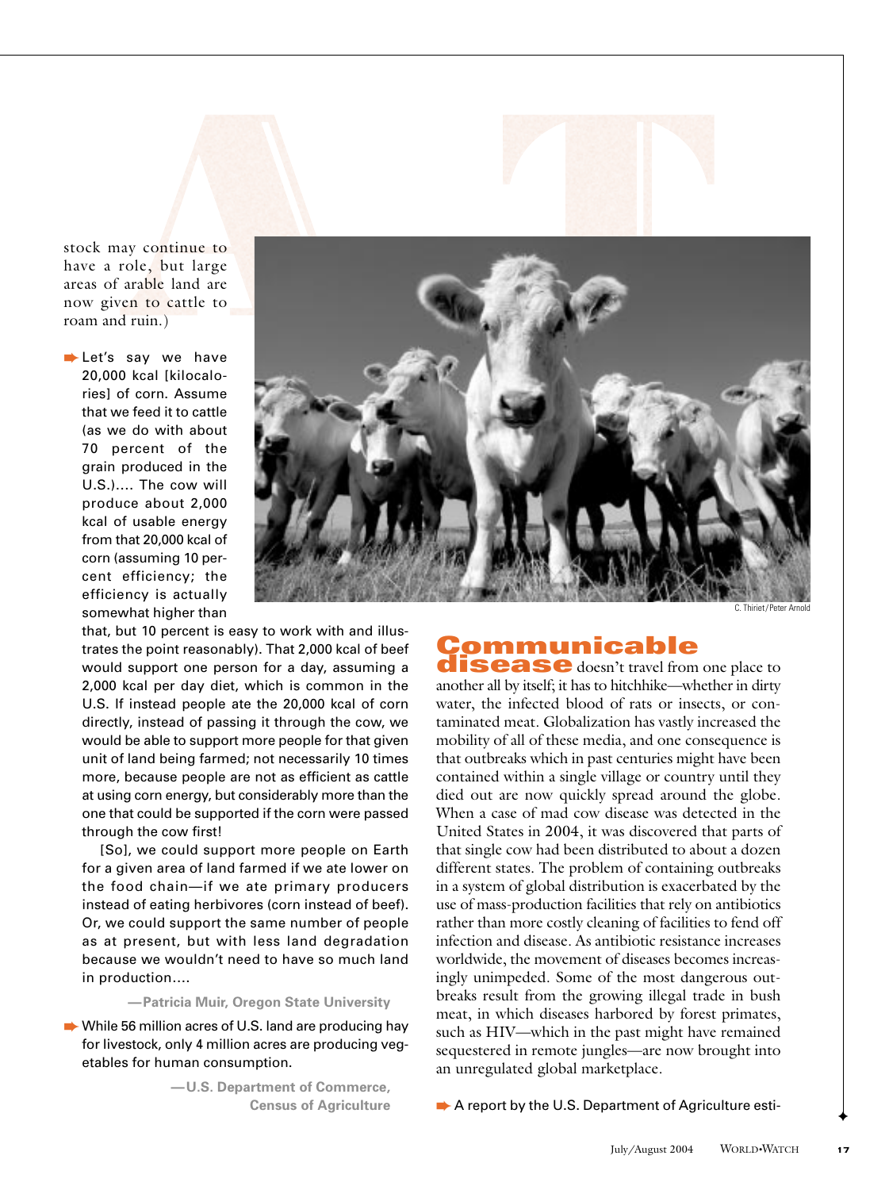stock may continue to have a role, but large areas of arable land are now given to cattle to roam and ruin.)

➡ Let's say we have 20,000 kcal [kilocalories] of corn. Assume that we feed it to cattle (as we do with about 70 percent of the grain produced in the U.S.).... The cow will produce about 2,000 kcal of usable energy from that 20,000 kcal of corn (assuming 10 percent efficiency; the efficiency is actually somewhat higher than that, but 10 percent is easy to work with and illustrates the point reasonably). That 2,000 kcal of beef would support one person for a day, assuming a 2,000 kcal per day diet, which is common in the U.S. If instead people ate the 20,000 kcal of corn directly, instead of passing it through the cow, we would be able to support more people for that given unit of land being farmed; not necessarily 10 times more, because people are not as efficient as cattle at using corn energy, but considerably more than the one that could be supported if the corn were passed through the cow first!

[So], we could support more people on Earth for a given area of land farmed if we ate lower on the food chain—if we ate primary producers instead of eating herbivores (corn instead of beef). Or, we could support the same number of people as at present, but with less land degradation because we wouldn't need to have so much land in production....

—Patricia Muir, Oregon State University

➡ While 56 million acres of U.S. land are producing hay for livestock, only 4 million acres are producing vegetables for human consumption.

—U.S. Department of Commerce, Census of Agriculture

C. Thiriet/Peter Arnold

**Communicable disease** doesn't travel from one place to another all by itself; it has to hitchhike—whether in dirty water, the infected blood of rats or insects, or contaminated meat. Globalization has vastly increased the mobility of all of these media, and one consequence is that outbreaks which in past centuries might have been contained within a single village or country until they died out are now quickly spread around the globe. When a case of mad cow disease was detected in the United States in 2004, it was discovered that parts of that single cow had been distributed to about a dozen different states. The problem of containing outbreaks in a system of global distribution is exacerbated by the use of mass-production facilities that rely on antibiotics rather than more costly cleaning of facilities to fend off infection and disease. As antibiotic resistance increases worldwide, the movement of diseases becomes increasingly unimpeded. Some of the most dangerous outbreaks result from the growing illegal trade in bush meat, in which diseases harbored by forest primates, such as HIV—which in the past might have remained sequestered in remote jungles—are now brought into an unregulated global marketplace.

➡ A report by the U.S. Department of Agriculture esti-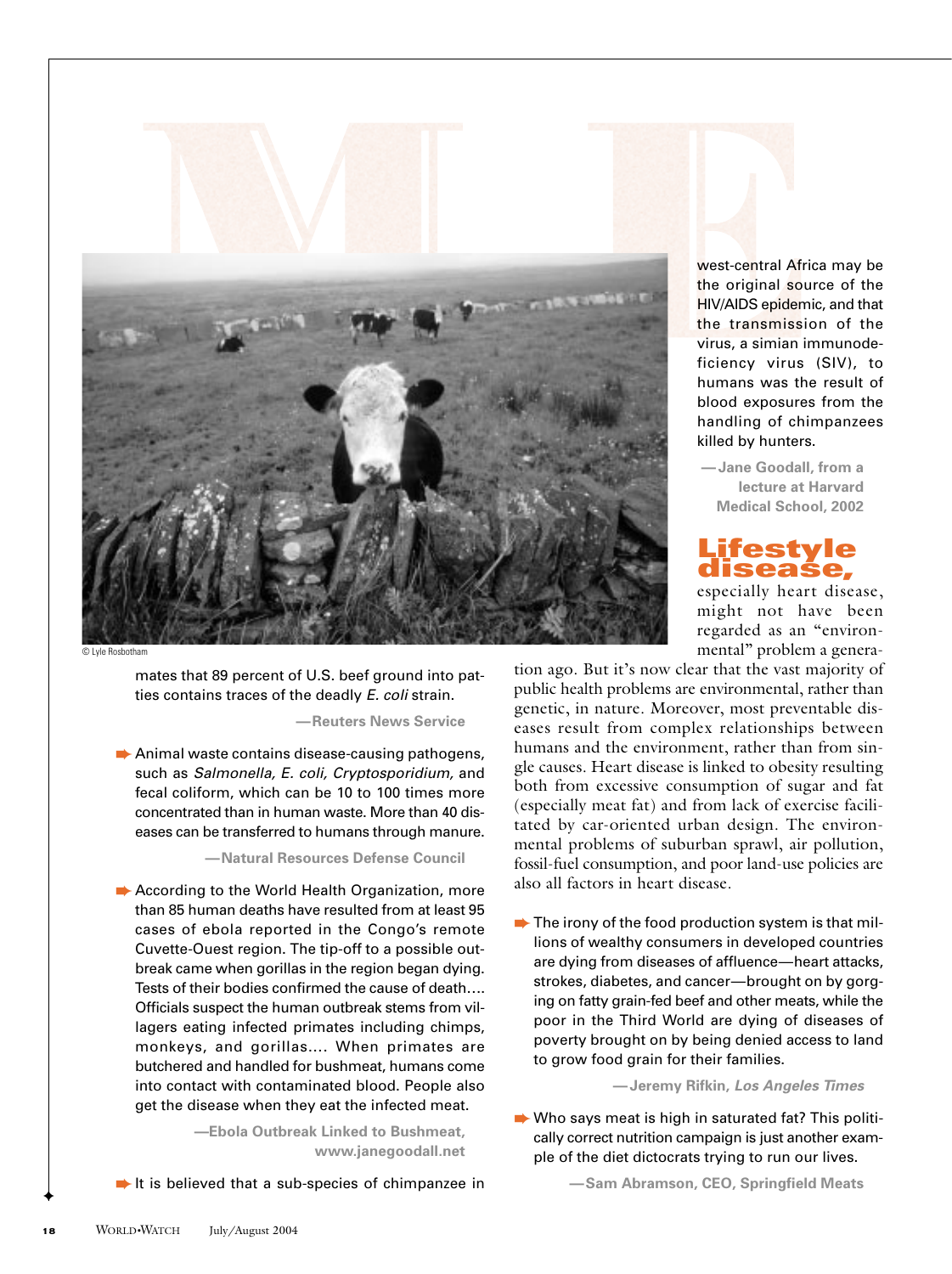© Lyle Rosbotham

mates that 89 percent of U.S. beef ground into patties contains traces of the deadly *E. coli* strain.

**—Reuters News Service**

- Animal waste contains disease-causing pathogens, such as *Salmonella, E. coli, Cryptosporidium,* and fecal coliform, which can be 10 to 100 times more concentrated than in human waste. More than 40 diseases can be transferred to humans through manure.

**—Natural Resources Defense Council**

- According to the World Health Organization, more than 85 human deaths have resulted from at least 95 cases of ebola reported in the Congo's remote Cuvette-Ouest region. The tip-off to a possible outbreak came when gorillas in the region began dying. Tests of their bodies confirmed the cause of death.... Officials suspect the human outbreak stems from villagers eating infected primates including chimps, monkeys, and gorillas.... When primates are butchered and handled for bushmeat, humans come into contact with contaminated blood. People also get the disease when they eat the infected meat.

**—Ebola Outbreak Linked to Bushmeat, www.janegoodall.net**

- It is believed that a sub-species of chimpanzee in west-central Africa may be the original source of the HIV/AIDS epidemic, and that the transmission of the virus, a simian immunodeficiency virus (SIV), to humans was the result of blood exposures from the handling of chimpanzees killed by hunters.

**—Jane Goodall, from a lecture at Harvard Medical School, 2002**

## Lifestyle disease,

especially heart disease, might not have been regarded as an "environmental" problem a generation ago. But it's now clear that the vast majority of public health problems are environmental, rather than genetic, in nature. Moreover, most preventable diseases result from complex relationships between humans and the environment, rather than from single causes. Heart disease is linked to obesity resulting both from excessive consumption of sugar and fat (especially meat fat) and from lack of exercise facilitated by car-oriented urban design. The environmental problems of suburban sprawl, air pollution, fossil-fuel consumption, and poor land-use policies are also all factors in heart disease.

- The irony of the food production system is that millions of wealthy consumers in developed countries are dying from diseases of affluence—heart attacks, strokes, diabetes, and cancer—brought on by gorging on fatty grain-fed beef and other meats, while the poor in the Third World are dying of diseases of poverty brought on by being denied access to land to grow food grain for their families.

**—Jeremy Rifkin, *Los Angeles Times***

- Who says meat is high in saturated fat? This politically correct nutrition campaign is just another example of the diet dictocrats trying to run our lives.

**—Sam Abramson, CEO, Springfield Meats**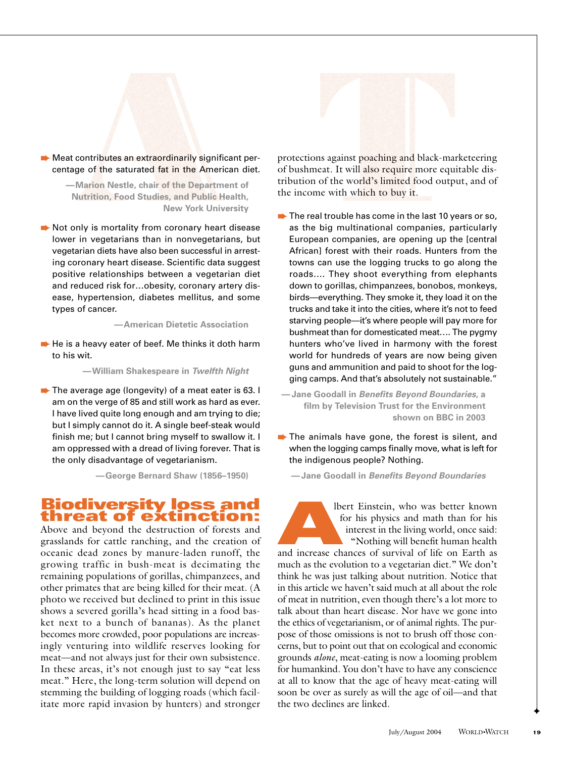➡ Meat contributes an extraordinarily significant percentage of the saturated fat in the American diet.

—**Marion Nestle, chair of the Department of Nutrition, Food Studies, and Public Health, New York University**

➡ Not only is mortality from coronary heart disease lower in vegetarians than in nonvegetarians, but vegetarian diets have also been successful in arresting coronary heart disease. Scientific data suggest positive relationships between a vegetarian diet and reduced risk for…obesity, coronary artery disease, hypertension, diabetes mellitus, and some types of cancer.

—**American Dietetic Association**

➡ He is a heavy eater of beef. Me thinks it doth harm to his wit.

—**William Shakespeare in *Twelfth Night***

➡ The average age (longevity) of a meat eater is 63. I am on the verge of 85 and still work as hard as ever. I have lived quite long enough and am trying to die; but I simply cannot do it. A single beef-steak would finish me; but I cannot bring myself to swallow it. I am oppressed with a dread of living forever. That is the only disadvantage of vegetarianism.

—**George Bernard Shaw (1856–1950)**

## Biodiversity loss and threat of extinction:

Above and beyond the destruction of forests and grasslands for cattle ranching, and the creation of oceanic dead zones by manure-laden runoff, the growing traffic in bush-meat is decimating the remaining populations of gorillas, chimpanzees, and other primates that are being killed for their meat. (A photo we received but declined to print in this issue shows a severed gorilla's head sitting in a food basket next to a bunch of bananas). As the planet becomes more crowded, poor populations are increasingly venturing into wildlife reserves looking for meat—and not always just for their own subsistence. In these areas, it's not enough just to say "eat less meat." Here, the long-term solution will depend on stemming the building of logging roads (which facilitate more rapid invasion by hunters) and stronger protections against poaching and black-marketeering of bushmeat. It will also require more equitable distribution of the world's limited food output, and of the income with which to buy it.

➡ The real trouble has come in the last 10 years or so, as the big multinational companies, particularly European companies, are opening up the [central African] forest with their roads. Hunters from the towns can use the logging trucks to go along the roads.… They shoot everything from elephants down to gorillas, chimpanzees, bonobos, monkeys, birds—everything. They smoke it, they load it on the trucks and take it into the cities, where it's not to feed starving people—it's where people will pay more for bushmeat than for domesticated meat.… The pygmy hunters who've lived in harmony with the forest world for hundreds of years are now being given guns and ammunition and paid to shoot for the logging camps. And that's absolutely not sustainable."

—**Jane Goodall in *Benefits Beyond Boundaries*, a film by Television Trust for the Environment shown on BBC in 2003**

➡ The animals have gone, the forest is silent, and when the logging camps finally move, what is left for the indigenous people? Nothing.

—**Jane Goodall in *Benefits Beyond Boundaries***

Albert Einstein, who was better known for his physics and math than for his interest in the living world, once said: "Nothing will benefit human health and increase chances of survival of life on Earth as much as the evolution to a vegetarian diet." We don't think he was just talking about nutrition. Notice that in this article we haven't said much at all about the role of meat in nutrition, even though there's a lot more to talk about than heart disease. Nor have we gone into the ethics of vegetarianism, or of animal rights. The purpose of those omissions is not to brush off those concerns, but to point out that on ecological and economic grounds *alone*, meat-eating is now a looming problem for humankind. You don't have to have any conscience at all to know that the age of heavy meat-eating will soon be over as surely as will the age of oil—and that the two declines are linked. ✦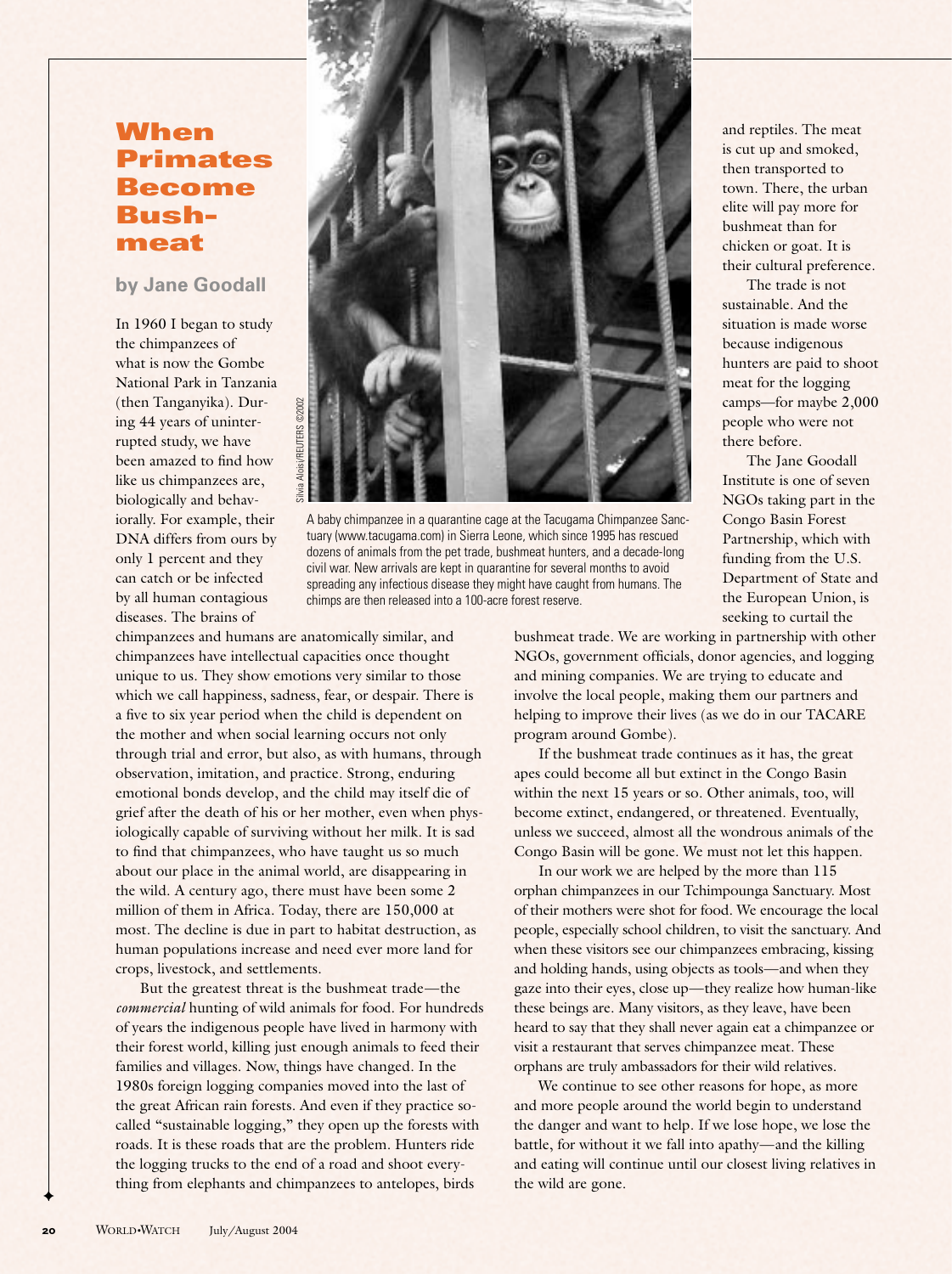# When Primates Become Bushmeat

**by Jane Goodall**

In 1960 I began to study the chimpanzees of what is now the Gombe National Park in Tanzania (then Tanganyika). During 44 years of uninterrupted study, we have been amazed to find how like us chimpanzees are, biologically and behaviorally. For example, their DNA differs from ours by only 1 percent and they can catch or be infected by all human contagious diseases. The brains of chimpanzees and humans are anatomically similar, and chimpanzees have intellectual capacities once thought unique to us. They show emotions very similar to those which we call happiness, sadness, fear, or despair. There is a five to six year period when the child is dependent on the mother and when social learning occurs not only through trial and error, but also, as with humans, through observation, imitation, and practice. Strong, enduring emotional bonds develop, and the child may itself die of grief after the death of his or her mother, even when physiologically capable of surviving without her milk. It is sad to find that chimpanzees, who have taught us so much about our place in the animal world, are disappearing in the wild. A century ago, there must have been some 2 million of them in Africa. Today, there are 150,000 at most. The decline is due in part to habitat destruction, as human populations increase and need ever more land for crops, livestock, and settlements.

But the greatest threat is the bushmeat trade—the *commercial* hunting of wild animals for food. For hundreds of years the indigenous people have lived in harmony with their forest world, killing just enough animals to feed their families and villages. Now, things have changed. In the 1980s foreign logging companies moved into the last of the great African rain forests. And even if they practice so-called "sustainable logging," they open up the forests with roads. It is these roads that are the problem. Hunters ride the logging trucks to the end of a road and shoot everything from elephants and chimpanzees to antelopes, birds and reptiles. The meat is cut up and smoked, then transported to town. There, the urban elite will pay more for bushmeat than for chicken or goat. It is their cultural preference.

Silvia Aloisi/REUTERS ©2002

A baby chimpanzee in a quarantine cage at the Tacugama Chimpanzee Sanctuary (www.tacugama.com) in Sierra Leone, which since 1995 has rescued dozens of animals from the pet trade, bushmeat hunters, and a decade-long civil war. New arrivals are kept in quarantine for several months to avoid spreading any infectious disease they might have caught from humans. The chimps are then released into a 100-acre forest reserve.

The trade is not sustainable. And the situation is made worse because indigenous hunters are paid to shoot meat for the logging camps—for maybe 2,000 people who were not there before.

The Jane Goodall Institute is one of seven NGOs taking part in the Congo Basin Forest Partnership, which with funding from the U.S. Department of State and the European Union, is seeking to curtail the bushmeat trade. We are working in partnership with other NGOs, government officials, donor agencies, and logging and mining companies. We are trying to educate and involve the local people, making them our partners and helping to improve their lives (as we do in our TACARE program around Gombe).

If the bushmeat trade continues as it has, the great apes could become all but extinct in the Congo Basin within the next 15 years or so. Other animals, too, will become extinct, endangered, or threatened. Eventually, unless we succeed, almost all the wondrous animals of the Congo Basin will be gone. We must not let this happen.

In our work we are helped by the more than 115 orphan chimpanzees in our Tchimpounga Sanctuary. Most of their mothers were shot for food. We encourage the local people, especially school children, to visit the sanctuary. And when these visitors see our chimpanzees embracing, kissing and holding hands, using objects as tools—and when they gaze into their eyes, close up—they realize how human-like these beings are. Many visitors, as they leave, have been heard to say that they shall never again eat a chimpanzee or visit a restaurant that serves chimpanzee meat. These orphans are truly ambassadors for their wild relatives.

We continue to see other reasons for hope, as more and more people around the world begin to understand the danger and want to help. If we lose hope, we lose the battle, for without it we fall into apathy—and the killing and eating will continue until our closest living relatives in the wild are gone.